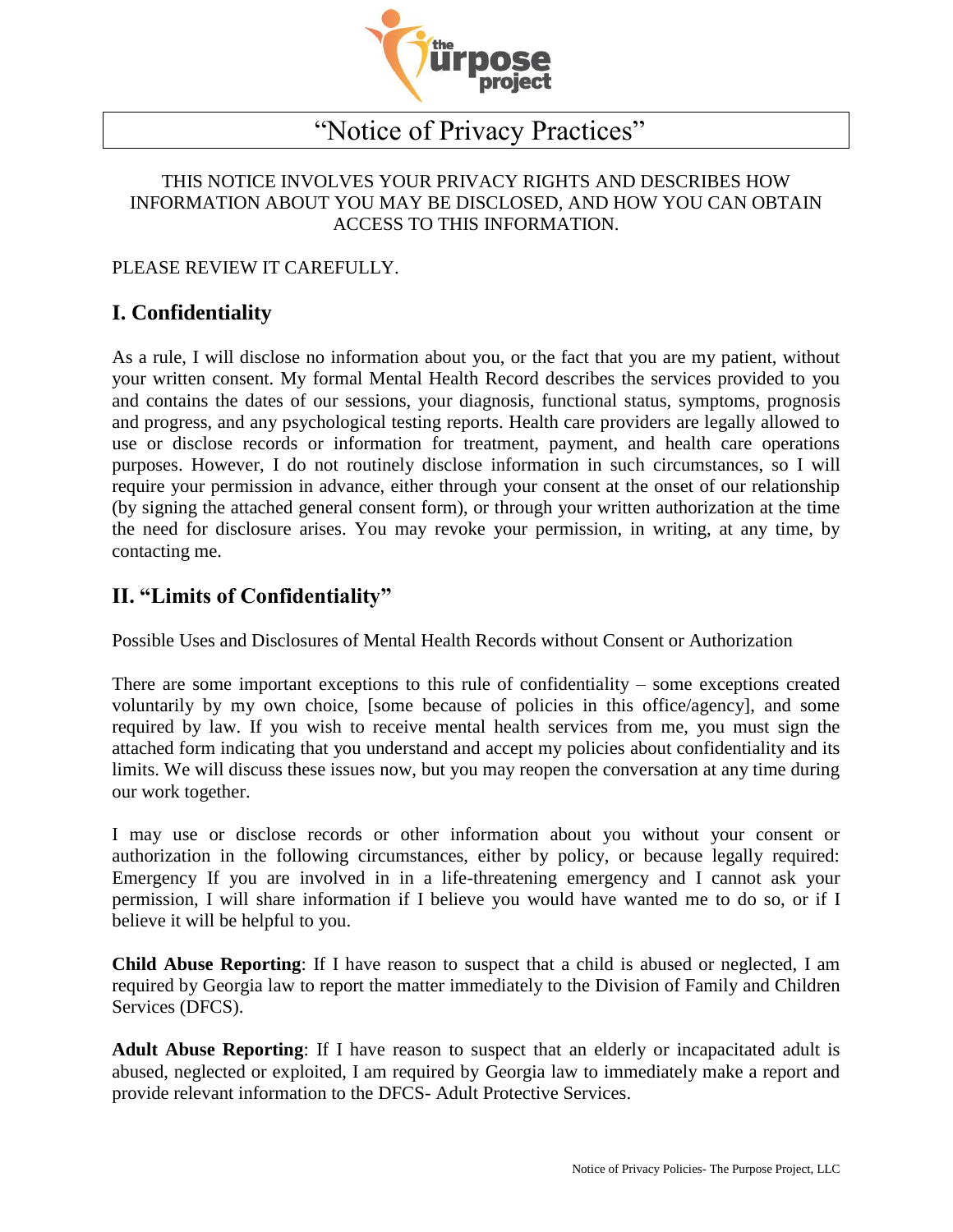# “Notice of Privacy Practices”

THIS NOTICE INVOLVES YOUR PRIVACY RIGHTS AND DESCRIBES HOW INFORMATION ABOUT YOU MAY BE DISCLOSED, AND HOW YOU CAN OBTAIN ACCESS TO THIS INFORMATION.

PLEASE REVIEW IT CAREFULLY.

## I. Confidentiality

As a rule, I will disclose no information about you, or the fact that you are my patient, without your written consent. My formal Mental Health Record describes the services provided to you and contains the dates of our sessions, your diagnosis, functional status, symptoms, prognosis and progress, and any psychological testing reports. Health care providers are legally allowed to use or disclose records or information for treatment, payment, and health care operations purposes. However, I do not routinely disclose information in such circumstances, so I will require your permission in advance, either through your consent at the onset of our relationship (by signing the attached general consent form), or through your written authorization at the time the need for disclosure arises. You may revoke your permission, in writing, at any time, by contacting me.

## II. “Limits of Confidentiality”

Possible Uses and Disclosures of Mental Health Records without Consent or Authorization

There are some important exceptions to this rule of confidentiality – some exceptions created voluntarily by my own choice, [some because of policies in this office/agency], and some required by law. If you wish to receive mental health services from me, you must sign the attached form indicating that you understand and accept my policies about confidentiality and its limits. We will discuss these issues now, but you may reopen the conversation at any time during our work together.

I may use or disclose records or other information about you without your consent or authorization in the following circumstances, either by policy, or because legally required: Emergency If you are involved in in a life-threatening emergency and I cannot ask your permission, I will share information if I believe you would have wanted me to do so, or if I believe it will be helpful to you.

**Child Abuse Reporting**: If I have reason to suspect that a child is abused or neglected, I am required by Georgia law to report the matter immediately to the Division of Family and Children Services (DFCS).

**Adult Abuse Reporting**: If I have reason to suspect that an elderly or incapacitated adult is abused, neglected or exploited, I am required by Georgia law to immediately make a report and provide relevant information to the DFCS- Adult Protective Services.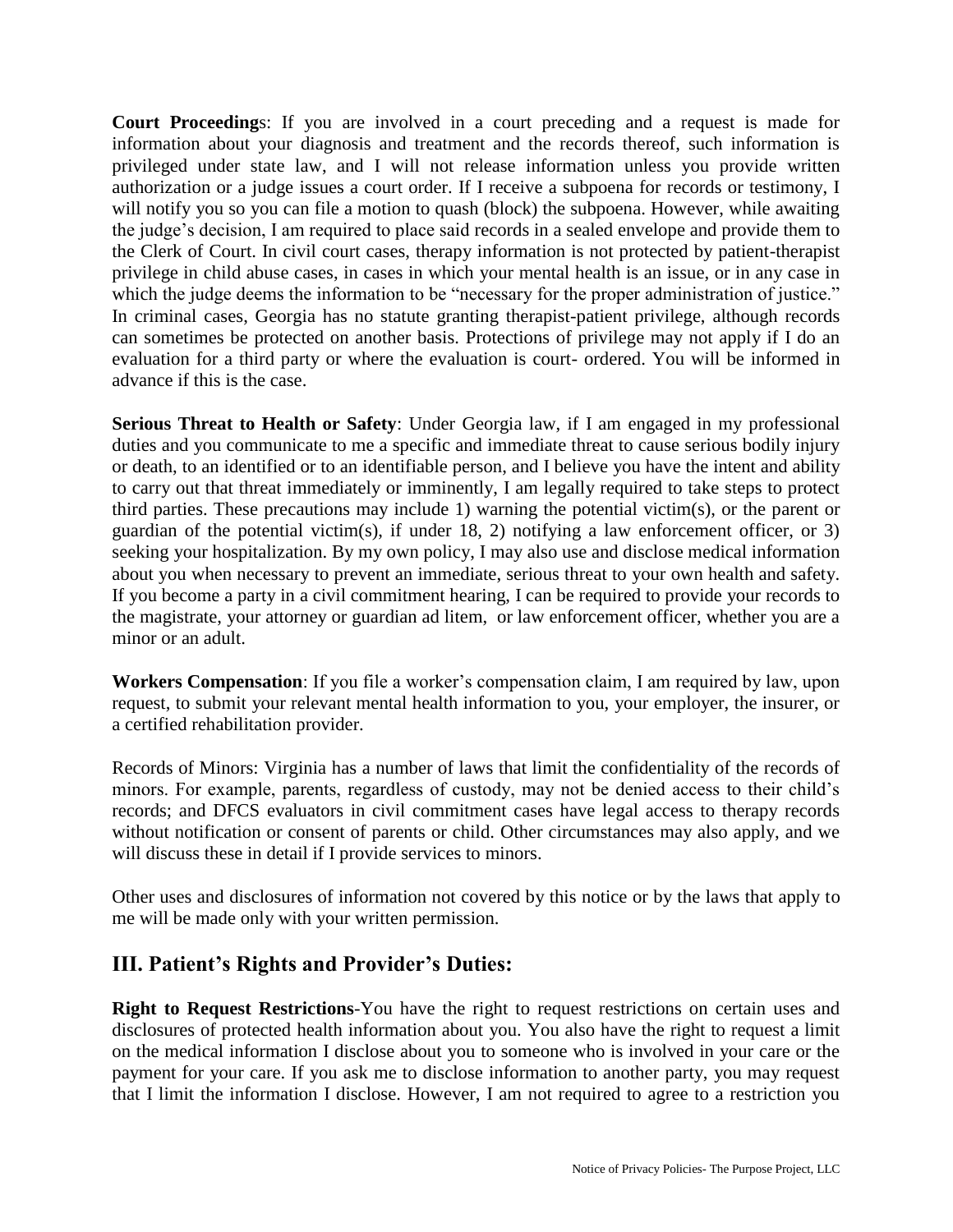**Court Proceedings**: If you are involved in a court preceding and a request is made for information about your diagnosis and treatment and the records thereof, such information is privileged under state law, and I will not release information unless you provide written authorization or a judge issues a court order. If I receive a subpoena for records or testimony, I will notify you so you can file a motion to quash (block) the subpoena. However, while awaiting the judge's decision, I am required to place said records in a sealed envelope and provide them to the Clerk of Court. In civil court cases, therapy information is not protected by patient-therapist privilege in child abuse cases, in cases in which your mental health is an issue, or in any case in which the judge deems the information to be "necessary for the proper administration of justice." In criminal cases, Georgia has no statute granting therapist-patient privilege, although records can sometimes be protected on another basis. Protections of privilege may not apply if I do an evaluation for a third party or where the evaluation is court- ordered. You will be informed in advance if this is the case.

**Serious Threat to Health or Safety**: Under Georgia law, if I am engaged in my professional duties and you communicate to me a specific and immediate threat to cause serious bodily injury or death, to an identified or to an identifiable person, and I believe you have the intent and ability to carry out that threat immediately or imminently, I am legally required to take steps to protect third parties. These precautions may include 1) warning the potential victim(s), or the parent or guardian of the potential victim(s), if under 18, 2) notifying a law enforcement officer, or 3) seeking your hospitalization. By my own policy, I may also use and disclose medical information about you when necessary to prevent an immediate, serious threat to your own health and safety. If you become a party in a civil commitment hearing, I can be required to provide your records to the magistrate, your attorney or guardian ad litem, or law enforcement officer, whether you are a minor or an adult.

**Workers Compensation**: If you file a worker's compensation claim, I am required by law, upon request, to submit your relevant mental health information to you, your employer, the insurer, or a certified rehabilitation provider.

Records of Minors: Virginia has a number of laws that limit the confidentiality of the records of minors. For example, parents, regardless of custody, may not be denied access to their child's records; and DFCS evaluators in civil commitment cases have legal access to therapy records without notification or consent of parents or child. Other circumstances may also apply, and we will discuss these in detail if I provide services to minors.

Other uses and disclosures of information not covered by this notice or by the laws that apply to me will be made only with your written permission.

## III. Patient's Rights and Provider's Duties:

**Right to Request Restrictions**-You have the right to request restrictions on certain uses and disclosures of protected health information about you. You also have the right to request a limit on the medical information I disclose about you to someone who is involved in your care or the payment for your care. If you ask me to disclose information to another party, you may request that I limit the information I disclose. However, I am not required to agree to a restriction you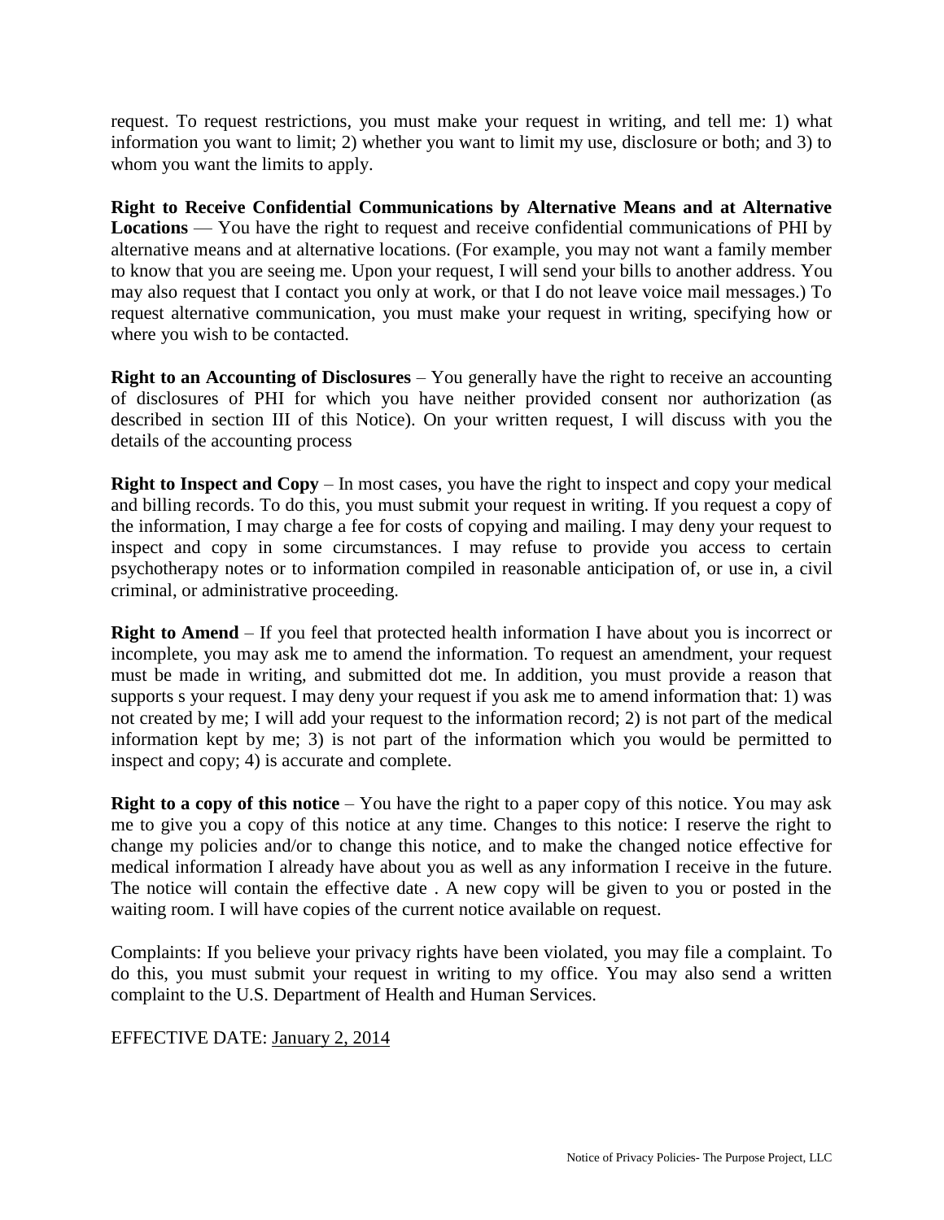request. To request restrictions, you must make your request in writing, and tell me: 1) what information you want to limit; 2) whether you want to limit my use, disclosure or both; and 3) to whom you want the limits to apply.

**Right to Receive Confidential Communications by Alternative Means and at Alternative Locations** — You have the right to request and receive confidential communications of PHI by alternative means and at alternative locations. (For example, you may not want a family member to know that you are seeing me. Upon your request, I will send your bills to another address. You may also request that I contact you only at work, or that I do not leave voice mail messages.) To request alternative communication, you must make your request in writing, specifying how or where you wish to be contacted.

**Right to an Accounting of Disclosures** – You generally have the right to receive an accounting of disclosures of PHI for which you have neither provided consent nor authorization (as described in section III of this Notice). On your written request, I will discuss with you the details of the accounting process

**Right to Inspect and Copy** – In most cases, you have the right to inspect and copy your medical and billing records. To do this, you must submit your request in writing. If you request a copy of the information, I may charge a fee for costs of copying and mailing. I may deny your request to inspect and copy in some circumstances. I may refuse to provide you access to certain psychotherapy notes or to information compiled in reasonable anticipation of, or use in, a civil criminal, or administrative proceeding.

**Right to Amend** – If you feel that protected health information I have about you is incorrect or incomplete, you may ask me to amend the information. To request an amendment, your request must be made in writing, and submitted dot me. In addition, you must provide a reason that supports s your request. I may deny your request if you ask me to amend information that: 1) was not created by me; I will add your request to the information record; 2) is not part of the medical information kept by me; 3) is not part of the information which you would be permitted to inspect and copy; 4) is accurate and complete.

**Right to a copy of this notice** – You have the right to a paper copy of this notice. You may ask me to give you a copy of this notice at any time. Changes to this notice: I reserve the right to change my policies and/or to change this notice, and to make the changed notice effective for medical information I already have about you as well as any information I receive in the future. The notice will contain the effective date . A new copy will be given to you or posted in the waiting room. I will have copies of the current notice available on request.

Complaints: If you believe your privacy rights have been violated, you may file a complaint. To do this, you must submit your request in writing to my office. You may also send a written complaint to the U.S. Department of Health and Human Services.

EFFECTIVE DATE: January 2, 2014